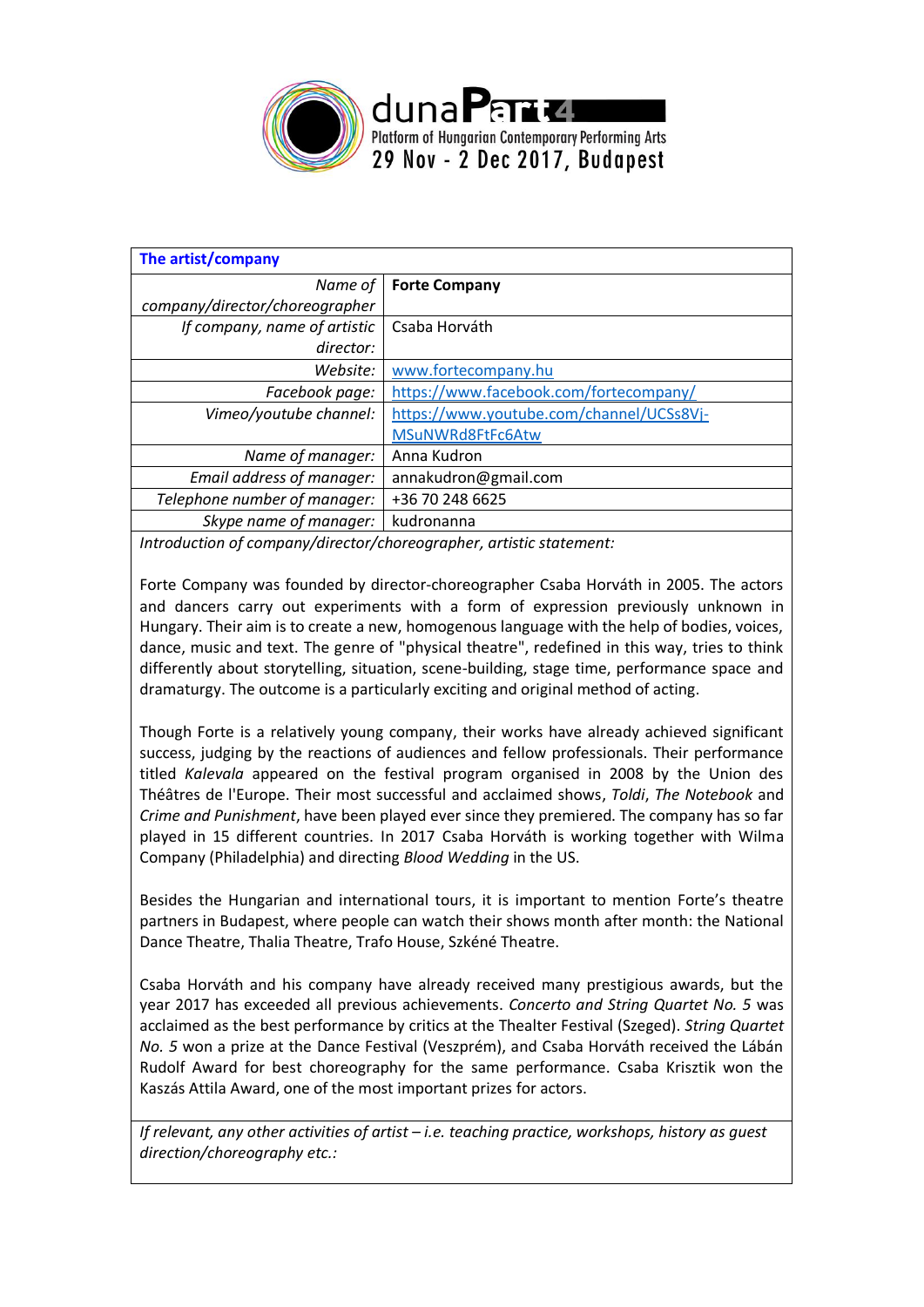duna**Part**4
Platform of Hungarian Contemporary Performing Arts
29 Nov - 2 Dec 2017, Budapest

| **The artist/company** | |
|---|---|
| *Name of company/director/choreographer* | **Forte Company** |
| *If company, name of artistic director:* | Csaba Horváth |
| *Website:* | www.fortecompany.hu |
| *Facebook page:* | https://www.facebook.com/fortecompany/ |
| *Vimeo/youtube channel:* | https://www.youtube.com/channel/UCSs8Vj-MSuNWRd8FtFc6Atw |
| *Name of manager:* | Anna Kudron |
| *Email address of manager:* | annakudron@gmail.com |
| *Telephone number of manager:* | +36 70 248 6625 |
| *Skype name of manager:* | kudronanna |

*Introduction of company/director/choreographer, artistic statement:*

Forte Company was founded by director-choreographer Csaba Horváth in 2005. The actors and dancers carry out experiments with a form of expression previously unknown in Hungary. Their aim is to create a new, homogenous language with the help of bodies, voices, dance, music and text. The genre of "physical theatre", redefined in this way, tries to think differently about storytelling, situation, scene-building, stage time, performance space and dramaturgy. The outcome is a particularly exciting and original method of acting.

Though Forte is a relatively young company, their works have already achieved significant success, judging by the reactions of audiences and fellow professionals. Their performance titled *Kalevala* appeared on the festival program organised in 2008 by the Union des Théâtres de l'Europe. Their most successful and acclaimed shows, *Toldi*, *The Notebook* and *Crime and Punishment*, have been played ever since they premiered. The company has so far played in 15 different countries. In 2017 Csaba Horváth is working together with Wilma Company (Philadelphia) and directing *Blood Wedding* in the US.

Besides the Hungarian and international tours, it is important to mention Forte's theatre partners in Budapest, where people can watch their shows month after month: the National Dance Theatre, Thalia Theatre, Trafo House, Szkéné Theatre.

Csaba Horváth and his company have already received many prestigious awards, but the year 2017 has exceeded all previous achievements. *Concerto and String Quartet No. 5* was acclaimed as the best performance by critics at the Thealter Festival (Szeged). *String Quartet No. 5* won a prize at the Dance Festival (Veszprém), and Csaba Horváth received the Lábán Rudolf Award for best choreography for the same performance. Csaba Krisztik won the Kaszás Attila Award, one of the most important prizes for actors.

*If relevant, any other activities of artist – i.e. teaching practice, workshops, history as guest direction/choreography etc.:*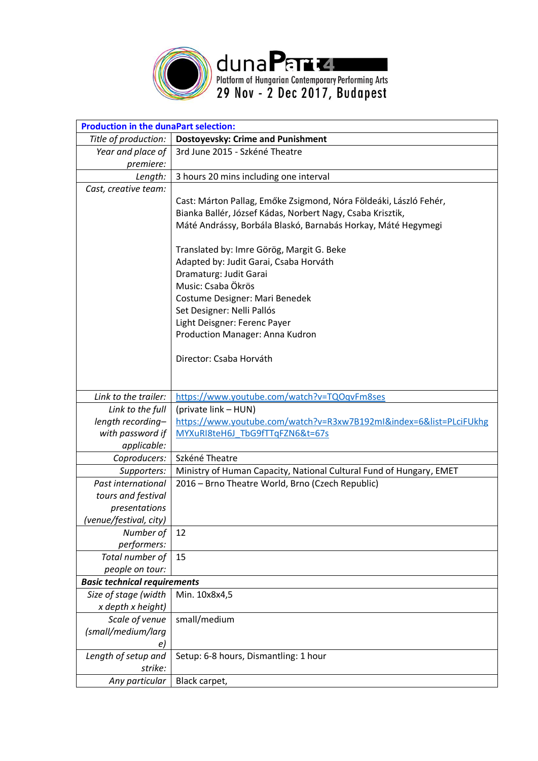duna**Part4**
Platform of Hungarian Contemporary Performing Arts
29 Nov - 2 Dec 2017, Budapest

| **Production in the dunaPart selection:** | |
|---|---|
| *Title of production:* | **Dostoyevsky: Crime and Punishment** |
| *Year and place of premiere:* | 3rd June 2015 - Szkéné Theatre |
| *Length:* | 3 hours 20 mins including one interval |
| *Cast, creative team:* | Cast: Márton Pallag, Emőke Zsigmond, Nóra Földeáki, László Fehér, Bianka Ballér, József Kádas, Norbert Nagy, Csaba Krisztik, Máté Andrássy, Borbála Blaskó, Barnabás Horkay, Máté Hegymegi<br><br>Translated by: Imre Görög, Margit G. Beke<br>Adapted by: Judit Garai, Csaba Horváth<br>Dramaturg: Judit Garai<br>Music: Csaba Ökrös<br>Costume Designer: Mari Benedek<br>Set Designer: Nelli Pallós<br>Light Deisgner: Ferenc Payer<br>Production Manager: Anna Kudron<br><br>Director: Csaba Horváth |
| *Link to the trailer:* | https://www.youtube.com/watch?v=TQOqvFm8ses |
| *Link to the full length recording– with password if applicable:* | (private link – HUN) https://www.youtube.com/watch?v=R3xw7B192mI&index=6&list=PLciFUkhgMYXuRI8teH6J_TbG9fTTqFZN6&t=67s |
| *Coproducers:* | Szkéné Theatre |
| *Supporters:* | Ministry of Human Capacity, National Cultural Fund of Hungary, EMET |
| *Past international tours and festival presentations (venue/festival, city)* | 2016 – Brno Theatre World, Brno (Czech Republic) |
| *Number of performers:* | 12 |
| *Total number of people on tour:* | 15 |
| ***Basic technical requirements*** | |
| *Size of stage (width x depth x height)* | Min. 10x8x4,5 |
| *Scale of venue (small/medium/large)* | small/medium |
| *Length of setup and strike:* | Setup: 6-8 hours, Dismantling: 1 hour |
| *Any particular* | Black carpet, |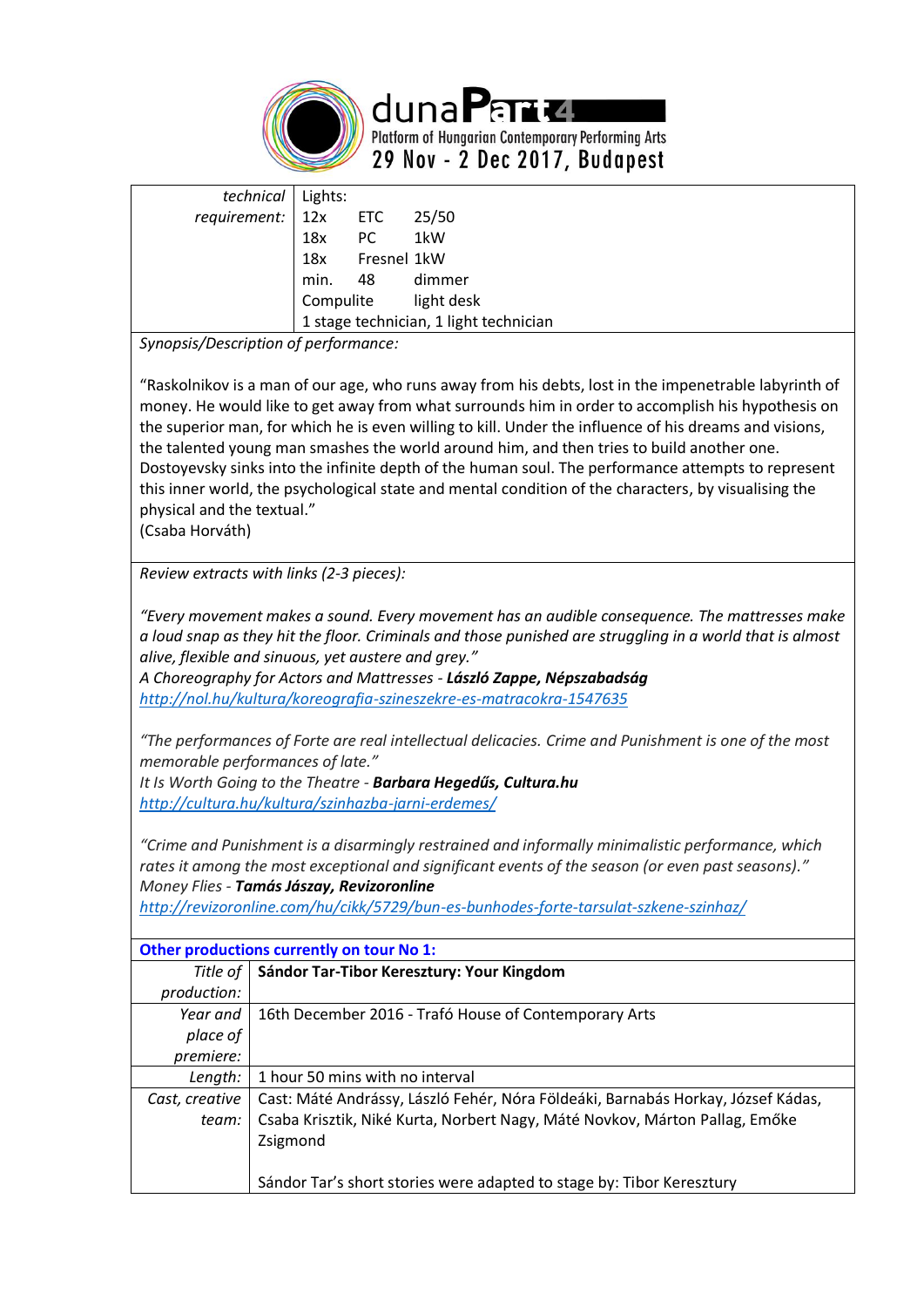| | |
|---|---|
| *technical requirement:* | Lights:<br>12x ETC 25/50<br>18x PC 1kW<br>18x Fresnel 1kW<br>min. 48 dimmer<br>Compulite light desk<br>1 stage technician, 1 light technician |

*Synopsis/Description of performance:*

"Raskolnikov is a man of our age, who runs away from his debts, lost in the impenetrable labyrinth of money. He would like to get away from what surrounds him in order to accomplish his hypothesis on the superior man, for which he is even willing to kill. Under the influence of his dreams and visions, the talented young man smashes the world around him, and then tries to build another one. Dostoyevsky sinks into the infinite depth of the human soul. The performance attempts to represent this inner world, the psychological state and mental condition of the characters, by visualising the physical and the textual."
(Csaba Horváth)

*Review extracts with links (2-3 pieces):*

*"Every movement makes a sound. Every movement has an audible consequence. The mattresses make a loud snap as they hit the floor. Criminals and those punished are struggling in a world that is almost alive, flexible and sinuous, yet austere and grey."*
*A Choreography for Actors and Mattresses* - ***László Zappe, Népszabadság***
http://nol.hu/kultura/koreografia-szineszekre-es-matracokra-1547635

*"The performances of Forte are real intellectual delicacies. Crime and Punishment is one of the most memorable performances of late."*
*It Is Worth Going to the Theatre* - ***Barbara Hegedűs, Cultura.hu***
http://cultura.hu/kultura/szinhazba-jarni-erdemes/

*"Crime and Punishment is a disarmingly restrained and informally minimalistic performance, which rates it among the most exceptional and significant events of the season (or even past seasons)."*
*Money Flies* - ***Tamás Jászay, Revizoronline***
http://revizoronline.com/hu/cikk/5729/bun-es-bunhodes-forte-tarsulat-szkene-szinhaz/

**Other productions currently on tour No 1:**

| | |
|---|---|
| *Title of production:* | **Sándor Tar-Tibor Keresztury: Your Kingdom** |
| *Year and place of premiere:* | 16th December 2016 - Trafó House of Contemporary Arts |
| *Length:* | 1 hour 50 mins with no interval |
| *Cast, creative team:* | Cast: Máté Andrássy, László Fehér, Nóra Földeáki, Barnabás Horkay, József Kádas, Csaba Krisztik, Niké Kurta, Norbert Nagy, Máté Novkov, Márton Pallag, Emőke Zsigmond<br><br>Sándor Tar's short stories were adapted to stage by: Tibor Keresztury |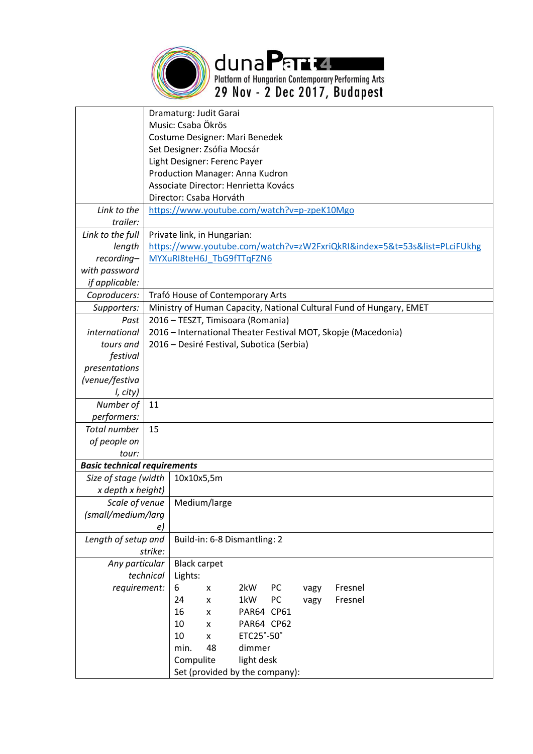# dunaPart 4

Platform of Hungarian Contemporary Performing Arts

29 Nov - 2 Dec 2017, Budapest

| | |
|---|---|
| | Dramaturg: Judit Garai<br>Music: Csaba Ökrös<br>Costume Designer: Mari Benedek<br>Set Designer: Zsófia Mocsár<br>Light Designer: Ferenc Payer<br>Production Manager: Anna Kudron<br>Associate Director: Henrietta Kovács<br>Director: Csaba Horváth |
| *Link to the trailer:* | https://www.youtube.com/watch?v=p-zpeK10Mgo |
| *Link to the full length recording– with password if applicable:* | Private link, in Hungarian:<br>https://www.youtube.com/watch?v=zW2FxriQkRI&index=5&t=53s&list=PLciFUkhgMYXuRI8teH6J_TbG9fTTqFZN6 |
| *Coproducers:* | Trafó House of Contemporary Arts |
| *Supporters:* | Ministry of Human Capacity, National Cultural Fund of Hungary, EMET |
| *Past international tours and festival presentations (venue/festival, city)* | 2016 – TESZT, Timisoara (Romania)<br>2016 – International Theater Festival MOT, Skopje (Macedonia)<br>2016 – Desiré Festival, Subotica (Serbia) |
| *Number of performers:* | 11 |
| *Total number of people on tour:* | 15 |

| ***Basic technical requirements*** | |
|---|---|
| *Size of stage (width x depth x height)* | 10x10x5,5m |
| *Scale of venue (small/medium/large)* | Medium/large |
| *Length of setup and strike:* | Build-in: 6-8 Dismantling: 2 |
| *Any particular technical requirement:* | Black carpet<br>Lights:<br>6 x 2kW PC vagy Fresnel<br>24 x 1kW PC vagy Fresnel<br>16 x PAR64 CP61<br>10 x PAR64 CP62<br>10 x ETC25˚-50˚<br>min. 48 dimmer<br>Compulite light desk<br>Set (provided by the company): |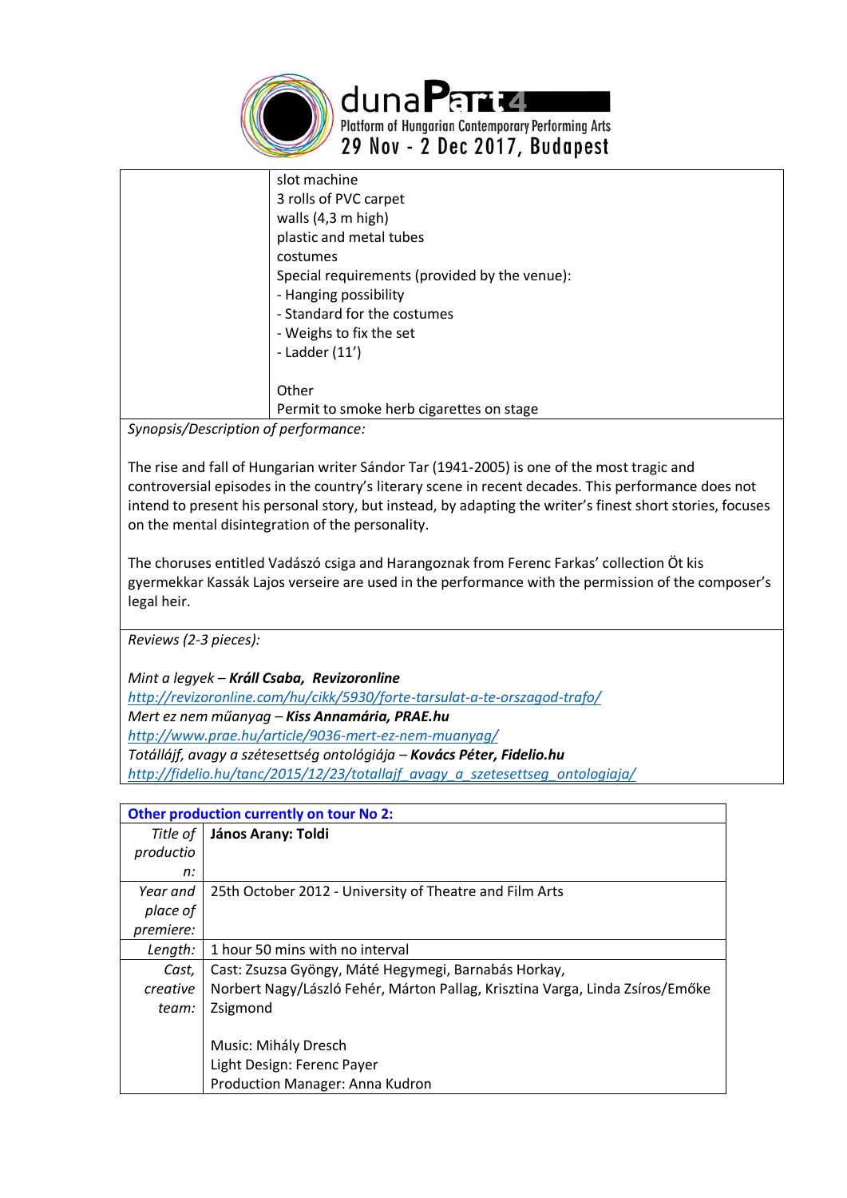| | |
|---|---|
| | slot machine<br>3 rolls of PVC carpet<br>walls (4,3 m high)<br>plastic and metal tubes<br>costumes<br>Special requirements (provided by the venue):<br>- Hanging possibility<br>- Standard for the costumes<br>- Weighs to fix the set<br>- Ladder (11')<br><br>Other<br>Permit to smoke herb cigarettes on stage |

*Synopsis/Description of performance:*

The rise and fall of Hungarian writer Sándor Tar (1941-2005) is one of the most tragic and controversial episodes in the country's literary scene in recent decades. This performance does not intend to present his personal story, but instead, by adapting the writer's finest short stories, focuses on the mental disintegration of the personality.

The choruses entitled Vadászó csiga and Harangoznak from Ferenc Farkas' collection Öt kis gyermekkar Kassák Lajos verseire are used in the performance with the permission of the composer's legal heir.

*Reviews (2-3 pieces):*

*Mint a legyek* – ***Králl Csaba, Revizoronline***
http://revizoronline.com/hu/cikk/5930/forte-tarsulat-a-te-orszagod-trafo/
*Mert ez nem műanyag* – ***Kiss Annamária, PRAE.hu***
http://www.prae.hu/article/9036-mert-ez-nem-muanyag/
*Totálláјf, avagy a szétesettség ontológiája* – ***Kovács Péter, Fidelio.hu***
http://fidelio.hu/tanc/2015/12/23/totallajf_avagy_a_szetesettseg_ontologiaja/

| **Other production currently on tour No 2:** | |
|---|---|
| *Title of production:* | **János Arany: Toldi** |
| *Year and place of premiere:* | 25th October 2012 - University of Theatre and Film Arts |
| *Length:* | 1 hour 50 mins with no interval |
| *Cast, creative team:* | Cast: Zsuzsa Gyöngy, Máté Hegymegi, Barnabás Horkay, Norbert Nagy/László Fehér, Márton Pallag, Krisztina Varga, Linda Zsíros/Emőke Zsigmond<br><br>Music: Mihály Dresch<br>Light Design: Ferenc Payer<br>Production Manager: Anna Kudron |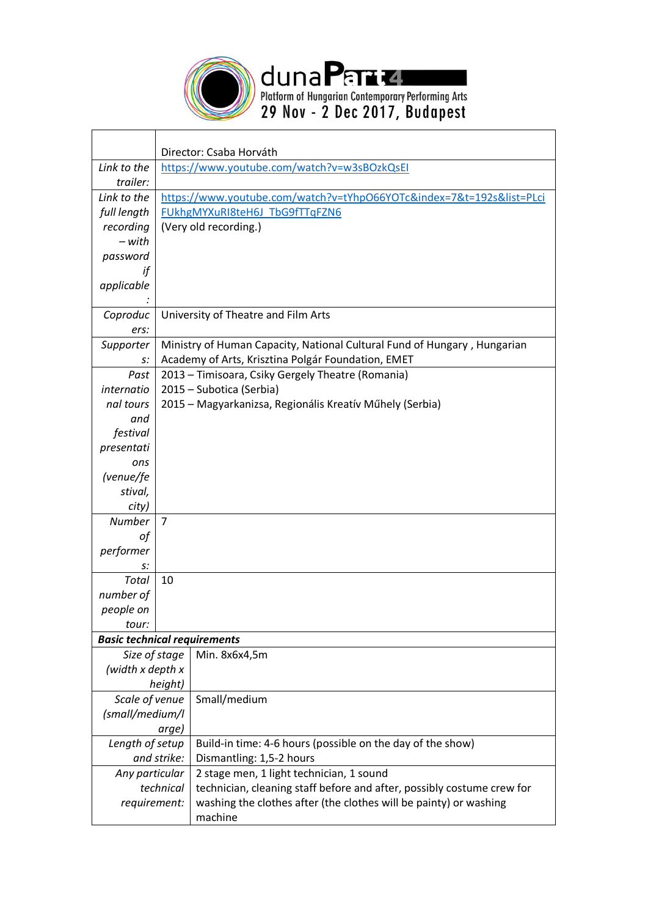duna**Part**4
Platform of Hungarian Contemporary Performing Arts
29 Nov - 2 Dec 2017, Budapest

| | |
|---|---|
| | Director: Csaba Horváth |
| *Link to the trailer:* | https://www.youtube.com/watch?v=w3sBOzkQsEI |
| *Link to the full length recording – with password if applicable:* | https://www.youtube.com/watch?v=tYhpO66YOTc&index=7&t=192s&list=PLciFUkhgMYXuRI8teH6J_TbG9fTTqFZN6 (Very old recording.) |
| *Coproducers:* | University of Theatre and Film Arts |
| *Supporters:* | Ministry of Human Capacity, National Cultural Fund of Hungary , Hungarian Academy of Arts, Krisztina Polgár Foundation, EMET |
| *Past international tours and festival presentations (venue/festival, city)* | 2013 – Timisoara, Csiky Gergely Theatre (Romania)<br>2015 – Subotica (Serbia)<br>2015 – Magyarkanizsa, Regionális Kreatív Műhely (Serbia) |
| *Number of performers:* | 7 |
| *Total number of people on tour:* | 10 |
| ***Basic technical requirements*** | |
| *Size of stage (width x depth x height)* | Min. 8x6x4,5m |
| *Scale of venue (small/medium/large)* | Small/medium |
| *Length of setup and strike:* | Build-in time: 4-6 hours (possible on the day of the show)<br>Dismantling: 1,5-2 hours |
| *Any particular technical requirement:* | 2 stage men, 1 light technician, 1 sound technician, cleaning staff before and after, possibly costume crew for washing the clothes after (the clothes will be painty) or washing machine |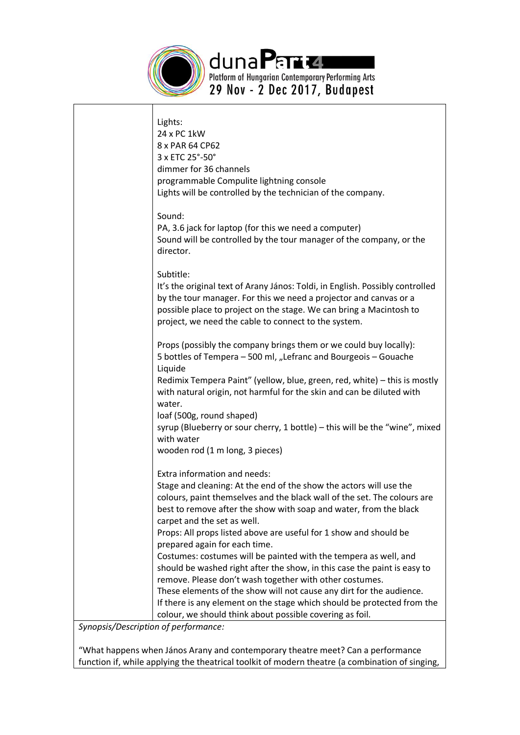| | Lights:<br>24 x PC 1kW<br>8 x PAR 64 CP62<br>3 x ETC 25°-50°<br>dimmer for 36 channels<br>programmable Compulite lightning console<br>Lights will be controlled by the technician of the company.<br><br>Sound:<br>PA, 3.6 jack for laptop (for this we need a computer)<br>Sound will be controlled by the tour manager of the company, or the director.<br><br>Subtitle:<br>It's the original text of Arany János: Toldi, in English. Possibly controlled by the tour manager. For this we need a projector and canvas or a possible place to project on the stage. We can bring a Macintosh to project, we need the cable to connect to the system.<br><br>Props (possibly the company brings them or we could buy locally):<br>5 bottles of Tempera – 500 ml, „Lefranc and Bourgeois – Gouache Liquide<br>Redimix Tempera Paint" (yellow, blue, green, red, white) – this is mostly with natural origin, not harmful for the skin and can be diluted with water.<br>loaf (500g, round shaped)<br>syrup (Blueberry or sour cherry, 1 bottle) – this will be the "wine", mixed with water<br>wooden rod (1 m long, 3 pieces)<br><br>Extra information and needs:<br>Stage and cleaning: At the end of the show the actors will use the colours, paint themselves and the black wall of the set. The colours are best to remove after the show with soap and water, from the black carpet and the set as well.<br>Props: All props listed above are useful for 1 show and should be prepared again for each time.<br>Costumes: costumes will be painted with the tempera as well, and should be washed right after the show, in this case the paint is easy to remove. Please don't wash together with other costumes.<br>These elements of the show will not cause any dirt for the audience.<br>If there is any element on the stage which should be protected from the colour, we should think about possible covering as foil. |
|---|---|

*Synopsis/Description of performance:*

"What happens when János Arany and contemporary theatre meet? Can a performance function if, while applying the theatrical toolkit of modern theatre (a combination of singing,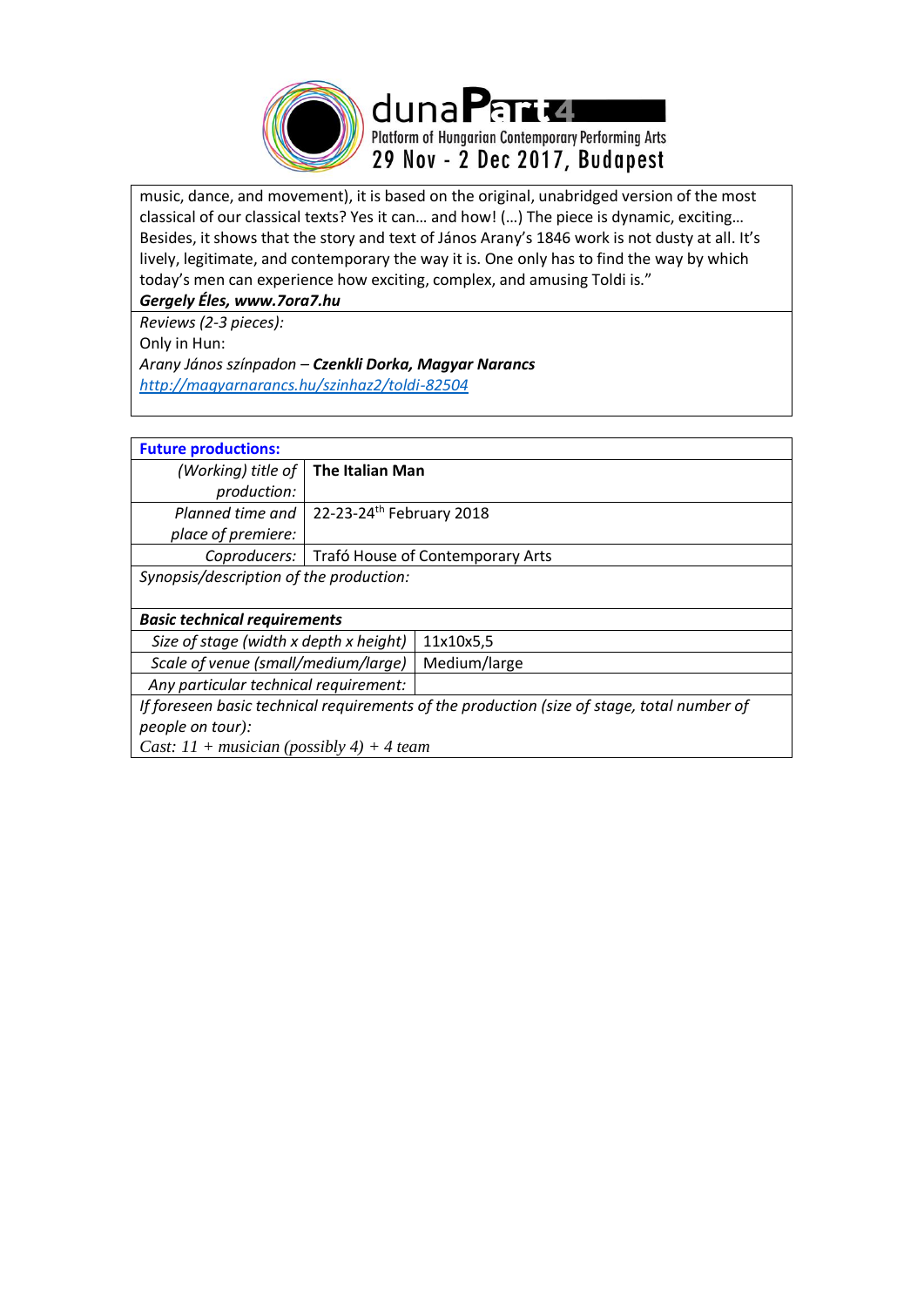music, dance, and movement), it is based on the original, unabridged version of the most classical of our classical texts? Yes it can… and how! (…) The piece is dynamic, exciting… Besides, it shows that the story and text of János Arany's 1846 work is not dusty at all. It's lively, legitimate, and contemporary the way it is. One only has to find the way by which today's men can experience how exciting, complex, and amusing Toldi is."

***Gergely Éles, www.7ora7.hu***

*Reviews (2-3 pieces):*

Only in Hun:

*Arany János színpadon –* ***Czenkli Dorka, Magyar Narancs***

*http://magyarnarancs.hu/szinhaz2/toldi-82504*

**Future productions:**

| | |
|---|---|
| *(Working) title of production:* | **The Italian Man** |
| *Planned time and place of premiere:* | 22-23-24th February 2018 |
| *Coproducers:* | Trafó House of Contemporary Arts |

*Synopsis/description of the production:*

***Basic technical requirements***

| | |
|---|---|
| *Size of stage (width x depth x height)* | 11x10x5,5 |
| *Scale of venue (small/medium/large)* | Medium/large |
| *Any particular technical requirement:* | |

*If foreseen basic technical requirements of the production (size of stage, total number of people on tour):*

*Cast: 11 + musician (possibly 4) + 4 team*